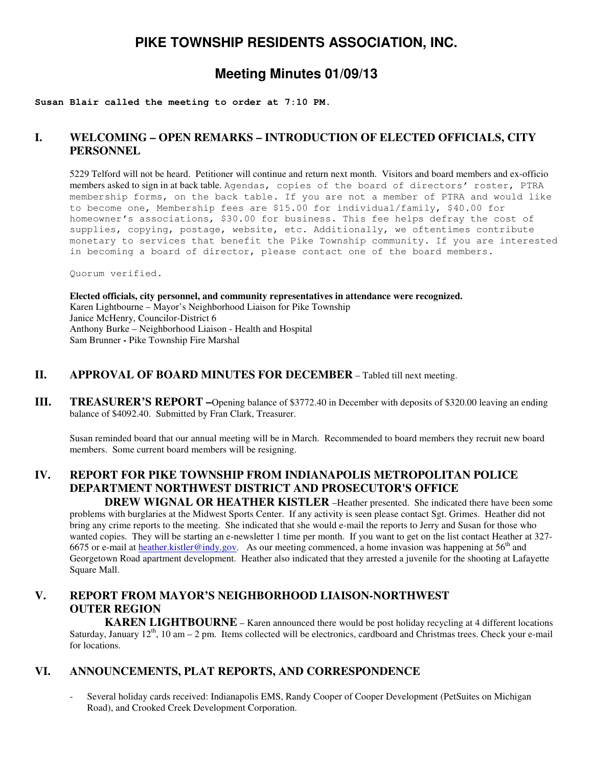# PIKE TOWNSHIP RESIDENTS ASSOCIATION, INC.

## Meeting Minutes 01/09/13

**Susan Blair called the meeting to order at 7:10 PM.**

### I. WELCOMING – OPEN REMARKS – INTRODUCTION OF ELECTED OFFICIALS, CITY PERSONNEL

5229 Telford will not be heard. Petitioner will continue and return next month. Visitors and board members and ex-officio members asked to sign in at back table. Agendas, copies of the board of directors' roster, PTRA membership forms, on the back table. If you are not a member of PTRA and would like to become one, Membership fees are $15.00 for individual/family, $40.00 for homeowner's associations, $30.00 for business. This fee helps defray the cost of supplies, copying, postage, website, etc. Additionally, we oftentimes contribute monetary to services that benefit the Pike Township community. If you are interested in becoming a board of director, please contact one of the board members.

Quorum verified.

**Elected officials, city personnel, and community representatives in attendance were recognized.**
Karen Lightbourne – Mayor's Neighborhood Liaison for Pike Township
Janice McHenry, Councilor-District 6
Anthony Burke – Neighborhood Liaison - Health and Hospital
Sam Brunner **-** Pike Township Fire Marshal

### II. APPROVAL OF BOARD MINUTES FOR DECEMBER – Tabled till next meeting.

### III. TREASURER'S REPORT –Opening balance of $3772.40 in December with deposits of $320.00 leaving an ending balance of $4092.40. Submitted by Fran Clark, Treasurer.

Susan reminded board that our annual meeting will be in March. Recommended to board members they recruit new board members. Some current board members will be resigning.

### IV. REPORT FOR PIKE TOWNSHIP FROM INDIANAPOLIS METROPOLITAN POLICE DEPARTMENT NORTHWEST DISTRICT AND PROSECUTOR'S OFFICE

**DREW WIGNAL OR HEATHER KISTLER** –Heather presented. She indicated there have been some problems with burglaries at the Midwest Sports Center. If any activity is seen please contact Sgt. Grimes. Heather did not bring any crime reports to the meeting. She indicated that she would e-mail the reports to Jerry and Susan for those who wanted copies. They will be starting an e-newsletter 1 time per month. If you want to get on the list contact Heather at 327-6675 or e-mail at heather.kistler@indy.gov. As our meeting commenced, a home invasion was happening at 56th and Georgetown Road apartment development. Heather also indicated that they arrested a juvenile for the shooting at Lafayette Square Mall.

### V. REPORT FROM MAYOR'S NEIGHBORHOOD LIAISON-NORTHWEST OUTER REGION

**KAREN LIGHTBOURNE** – Karen announced there would be post holiday recycling at 4 different locations Saturday, January 12th, 10 am – 2 pm. Items collected will be electronics, cardboard and Christmas trees. Check your e-mail for locations.

### VI. ANNOUNCEMENTS, PLAT REPORTS, AND CORRESPONDENCE

- Several holiday cards received: Indianapolis EMS, Randy Cooper of Cooper Development (PetSuites on Michigan Road), and Crooked Creek Development Corporation.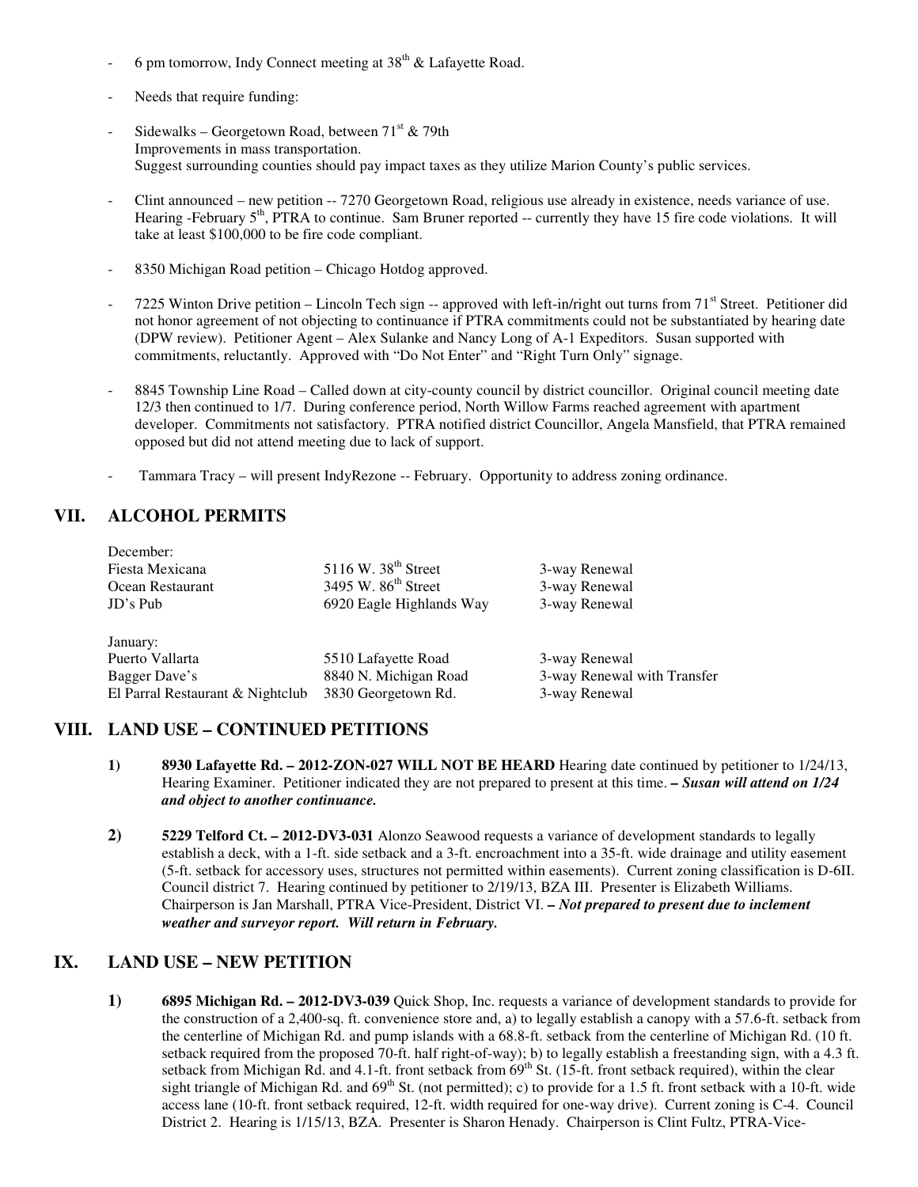- 6 pm tomorrow, Indy Connect meeting at 38th & Lafayette Road.

- Needs that require funding:

- Sidewalks – Georgetown Road, between 71st & 79th
  Improvements in mass transportation.
  Suggest surrounding counties should pay impact taxes as they utilize Marion County's public services.

- Clint announced – new petition -- 7270 Georgetown Road, religious use already in existence, needs variance of use. Hearing -February 5th, PTRA to continue. Sam Bruner reported -- currently they have 15 fire code violations. It will take at least $100,000 to be fire code compliant.

- 8350 Michigan Road petition – Chicago Hotdog approved.

- 7225 Winton Drive petition – Lincoln Tech sign -- approved with left-in/right out turns from 71st Street. Petitioner did not honor agreement of not objecting to continuance if PTRA commitments could not be substantiated by hearing date (DPW review). Petitioner Agent – Alex Sulanke and Nancy Long of A-1 Expeditors. Susan supported with commitments, reluctantly. Approved with "Do Not Enter" and "Right Turn Only" signage.

- 8845 Township Line Road – Called down at city-county council by district councillor. Original council meeting date 12/3 then continued to 1/7. During conference period, North Willow Farms reached agreement with apartment developer. Commitments not satisfactory. PTRA notified district Councillor, Angela Mansfield, that PTRA remained opposed but did not attend meeting due to lack of support.

- Tammara Tracy – will present IndyRezone -- February. Opportunity to address zoning ordinance.

## VII. ALCOHOL PERMITS

December:

| | | |
|---|---|---|
| Fiesta Mexicana | 5116 W. 38th Street | 3-way Renewal |
| Ocean Restaurant | 3495 W. 86th Street | 3-way Renewal |
| JD's Pub | 6920 Eagle Highlands Way | 3-way Renewal |

January:

| | | |
|---|---|---|
| Puerto Vallarta | 5510 Lafayette Road | 3-way Renewal |
| Bagger Dave's | 8840 N. Michigan Road | 3-way Renewal with Transfer |
| El Parral Restaurant & Nightclub | 3830 Georgetown Rd. | 3-way Renewal |

## VIII. LAND USE – CONTINUED PETITIONS

**1) 8930 Lafayette Rd. – 2012-ZON-027 WILL NOT BE HEARD** Hearing date continued by petitioner to 1/24/13, Hearing Examiner. Petitioner indicated they are not prepared to present at this time. ***– Susan will attend on 1/24 and object to another continuance.***

**2) 5229 Telford Ct. – 2012-DV3-031** Alonzo Seawood requests a variance of development standards to legally establish a deck, with a 1-ft. side setback and a 3-ft. encroachment into a 35-ft. wide drainage and utility easement (5-ft. setback for accessory uses, structures not permitted within easements). Current zoning classification is D-6II. Council district 7. Hearing continued by petitioner to 2/19/13, BZA III. Presenter is Elizabeth Williams. Chairperson is Jan Marshall, PTRA Vice-President, District VI. ***– Not prepared to present due to inclement weather and surveyor report. Will return in February.***

## IX. LAND USE – NEW PETITION

**1) 6895 Michigan Rd. – 2012-DV3-039** Quick Shop, Inc. requests a variance of development standards to provide for the construction of a 2,400-sq. ft. convenience store and, a) to legally establish a canopy with a 57.6-ft. setback from the centerline of Michigan Rd. and pump islands with a 68.8-ft. setback from the centerline of Michigan Rd. (10 ft. setback required from the proposed 70-ft. half right-of-way); b) to legally establish a freestanding sign, with a 4.3 ft. setback from Michigan Rd. and 4.1-ft. front setback from 69th St. (15-ft. front setback required), within the clear sight triangle of Michigan Rd. and 69th St. (not permitted); c) to provide for a 1.5 ft. front setback with a 10-ft. wide access lane (10-ft. front setback required, 12-ft. width required for one-way drive). Current zoning is C-4. Council District 2. Hearing is 1/15/13, BZA. Presenter is Sharon Henady. Chairperson is Clint Fultz, PTRA-Vice-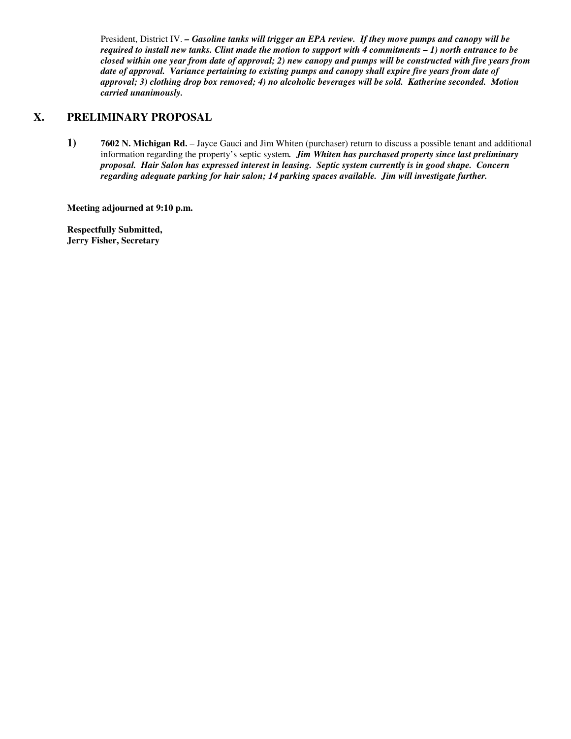President, District IV. ***– Gasoline tanks will trigger an EPA review. If they move pumps and canopy will be required to install new tanks. Clint made the motion to support with 4 commitments – 1) north entrance to be closed within one year from date of approval; 2) new canopy and pumps will be constructed with five years from date of approval. Variance pertaining to existing pumps and canopy shall expire five years from date of approval; 3) clothing drop box removed; 4) no alcoholic beverages will be sold. Katherine seconded. Motion carried unanimously.***

## X. PRELIMINARY PROPOSAL

**1)** **7602 N. Michigan Rd.** – Jayce Gauci and Jim Whiten (purchaser) return to discuss a possible tenant and additional information regarding the property's septic system**.** ***Jim Whiten has purchased property since last preliminary proposal. Hair Salon has expressed interest in leasing. Septic system currently is in good shape. Concern regarding adequate parking for hair salon; 14 parking spaces available. Jim will investigate further.***

**Meeting adjourned at 9:10 p.m.**

**Respectfully Submitted,**
**Jerry Fisher, Secretary**